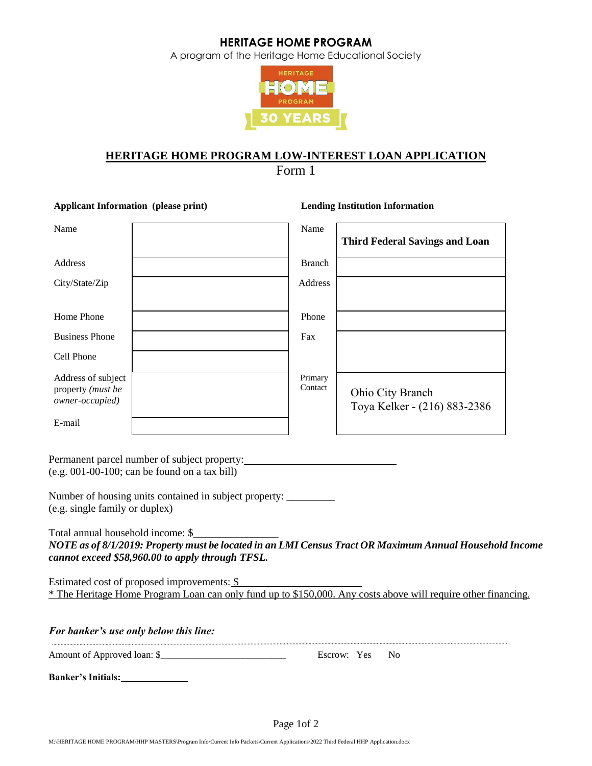# HERITAGE HOME PROGRAM

A program of the Heritage Home Educational Society

## HERITAGE HOME PROGRAM LOW-INTEREST LOAN APPLICATION

Form 1

| **Applicant Information (please print)** | | **Lending Institution Information** | |
|---|---|---|---|
| Name | | Name | **Third Federal Savings and Loan** |
| Address | | Branch | |
| City/State/Zip | | Address | |
| Home Phone | | Phone | |
| Business Phone | | Fax | |
| Cell Phone | | | |
| Address of subject property *(must be owner-occupied)* | | Primary Contact | Ohio City Branch<br>Toya Kelker - (216) 883-2386 |
| E-mail | | | |

Permanent parcel number of subject property: ____________________________
(e.g. 001-00-100; can be found on a tax bill)

Number of housing units contained in subject property: _________
(e.g. single family or duplex)

Total annual household income: $________________
***NOTE as of 8/1/2019: Property must be located in an LMI Census Tract OR Maximum Annual Household Income cannot exceed $58,960.00 to apply through TFSL.***

Estimated cost of proposed improvements: $______________________
* The Heritage Home Program Loan can only fund up to $150,000. Any costs above will require other financing.

***For banker's use only below this line:***

Amount of Approved loan: $__________________________ Escrow: Yes No

**Banker's Initials:** ____________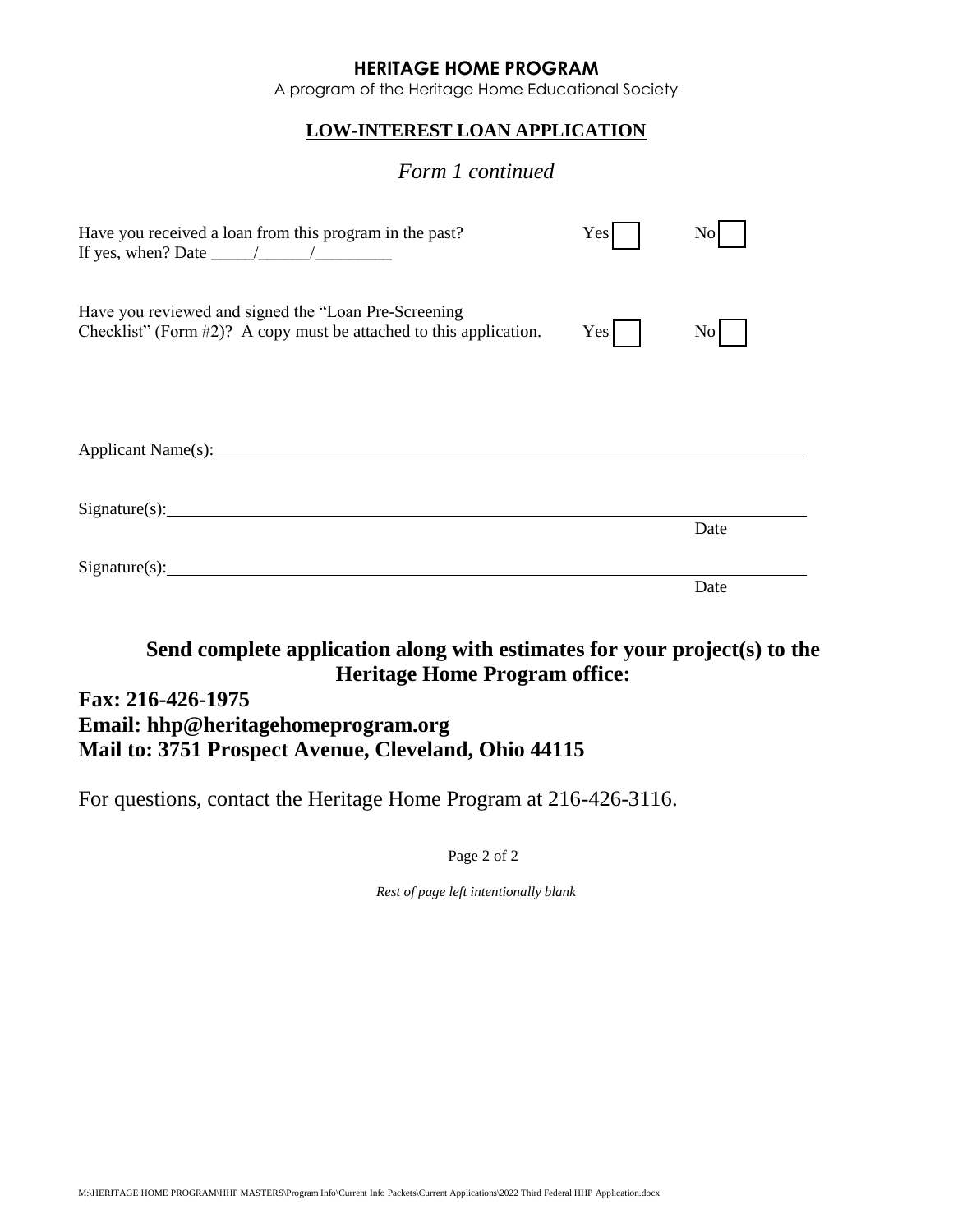# HERITAGE HOME PROGRAM

A program of the Heritage Home Educational Society

## LOW-INTEREST LOAN APPLICATION

*Form 1 continued*

Have you received a loan from this program in the past? Yes ☐ No ☐
If yes, when? Date _____/______/_________

Have you reviewed and signed the "Loan Pre-Screening Checklist" (Form #2)? A copy must be attached to this application. Yes ☐ No ☐

Applicant Name(s):___________________________________________________________

Signature(s):________________________________________________________________
Date

Signature(s):________________________________________________________________
Date

**Send complete application along with estimates for your project(s) to the Heritage Home Program office:**

**Fax: 216-426-1975**
**Email: hhp@heritagehomeprogram.org**
**Mail to: 3751 Prospect Avenue, Cleveland, Ohio 44115**

For questions, contact the Heritage Home Program at 216-426-3116.

*Rest of page left intentionally blank*

M:\HERITAGE HOME PROGRAM\HHP MASTERS\Program Info\Current Info Packets\Current Applications\2022 Third Federal HHP Application.docx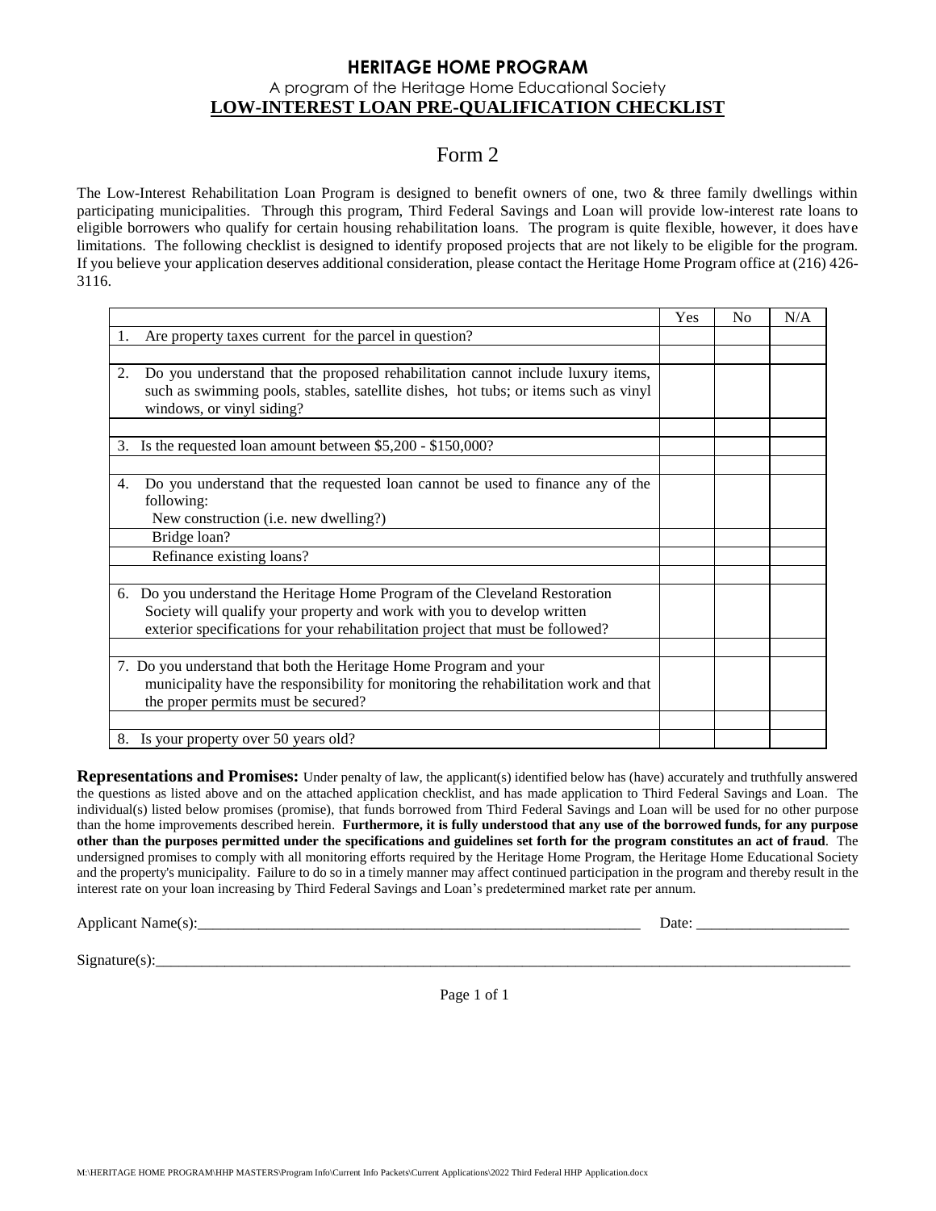# HERITAGE HOME PROGRAM

A program of the Heritage Home Educational Society

**LOW-INTEREST LOAN PRE-QUALIFICATION CHECKLIST**

## Form 2

The Low-Interest Rehabilitation Loan Program is designed to benefit owners of one, two & three family dwellings within participating municipalities. Through this program, Third Federal Savings and Loan will provide low-interest rate loans to eligible borrowers who qualify for certain housing rehabilitation loans. The program is quite flexible, however, it does have limitations. The following checklist is designed to identify proposed projects that are not likely to be eligible for the program. If you believe your application deserves additional consideration, please contact the Heritage Home Program office at (216) 426-3116.

| | Yes | No | N/A |
|---|---|---|---|
| 1. Are property taxes current for the parcel in question? | | | |
| | | | |
| 2. Do you understand that the proposed rehabilitation cannot include luxury items, such as swimming pools, stables, satellite dishes, hot tubs; or items such as vinyl windows, or vinyl siding? | | | |
| | | | |
| 3. Is the requested loan amount between $5,200 - $150,000? | | | |
| | | | |
| 4. Do you understand that the requested loan cannot be used to finance any of the following: New construction (i.e. new dwelling?) | | | |
| Bridge loan? | | | |
| Refinance existing loans? | | | |
| | | | |
| 6. Do you understand the Heritage Home Program of the Cleveland Restoration Society will qualify your property and work with you to develop written exterior specifications for your rehabilitation project that must be followed? | | | |
| | | | |
| 7. Do you understand that both the Heritage Home Program and your municipality have the responsibility for monitoring the rehabilitation work and that the proper permits must be secured? | | | |
| | | | |
| 8. Is your property over 50 years old? | | | |

**Representations and Promises:** Under penalty of law, the applicant(s) identified below has (have) accurately and truthfully answered the questions as listed above and on the attached application checklist, and has made application to Third Federal Savings and Loan. The individual(s) listed below promises (promise), that funds borrowed from Third Federal Savings and Loan will be used for no other purpose than the home improvements described herein. **Furthermore, it is fully understood that any use of the borrowed funds, for any purpose other than the purposes permitted under the specifications and guidelines set forth for the program constitutes an act of fraud**. The undersigned promises to comply with all monitoring efforts required by the Heritage Home Program, the Heritage Home Educational Society and the property's municipality. Failure to do so in a timely manner may affect continued participation in the program and thereby result in the interest rate on your loan increasing by Third Federal Savings and Loan's predetermined market rate per annum.

Applicant Name(s):_____________________________________________________________ Date: ____________________

Signature(s):_____________________________________________________________________________________________

M:\HERITAGE HOME PROGRAM\HHP MASTERS\Program Info\Current Info Packets\Current Applications\2022 Third Federal HHP Application.docx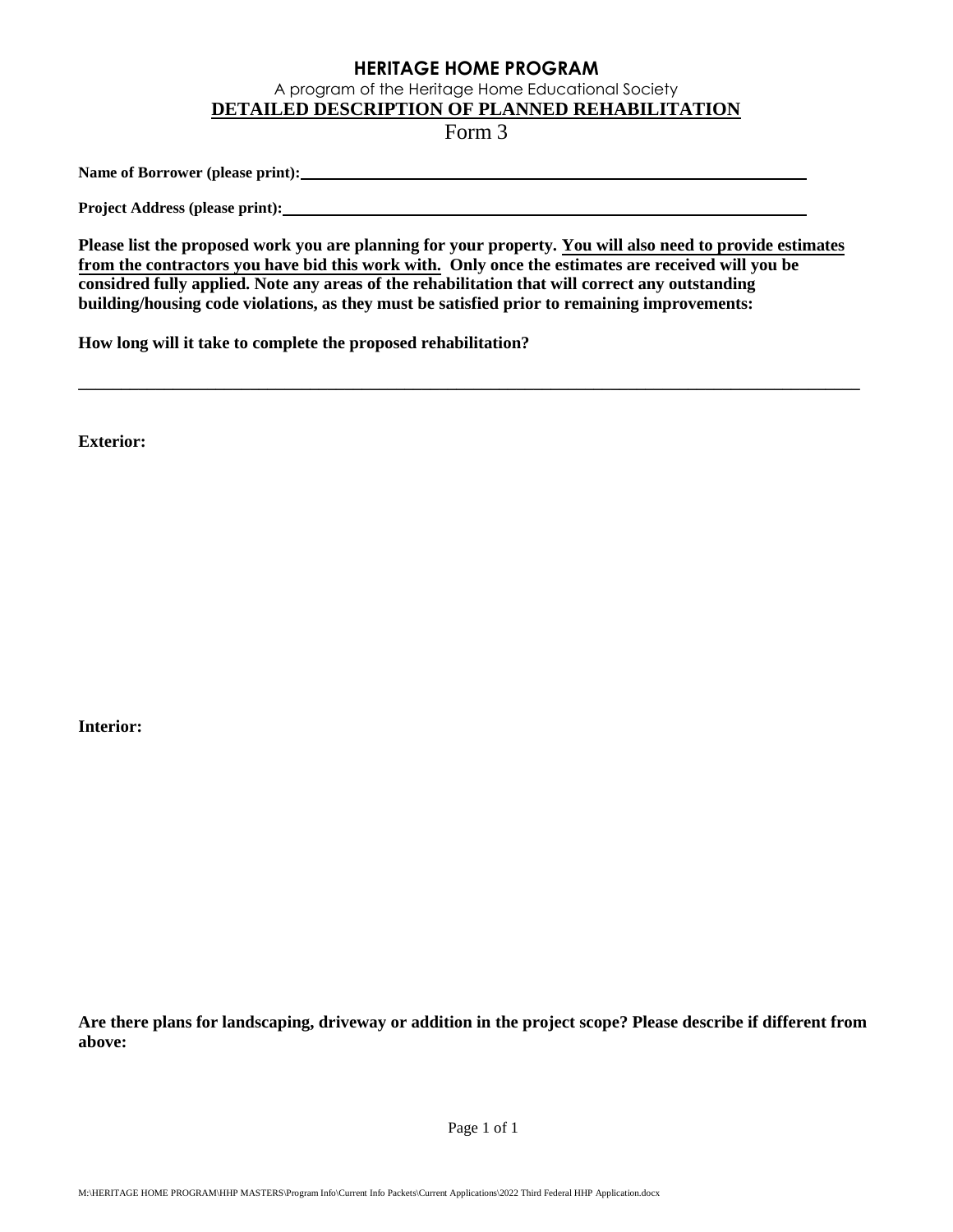# HERITAGE HOME PROGRAM

A program of the Heritage Home Educational Society

## DETAILED DESCRIPTION OF PLANNED REHABILITATION

Form 3

**Name of Borrower (please print):** ______________________________________________

**Project Address (please print):** ______________________________________________

**Please list the proposed work you are planning for your property. <u>You will also need to provide estimates from the contractors you have bid this work with.</u> Only once the estimates are received will you be considred fully applied. Note any areas of the rehabilitation that will correct any outstanding building/housing code violations, as they must be satisfied prior to remaining improvements:**

**How long will it take to complete the proposed rehabilitation?**

______________________________________________________________________________

**Exterior:**

**Interior:**

**Are there plans for landscaping, driveway or addition in the project scope? Please describe if different from above:**

M:\HERITAGE HOME PROGRAM\HHP MASTERS\Program Info\Current Info Packets\Current Applications\2022 Third Federal HHP Application.docx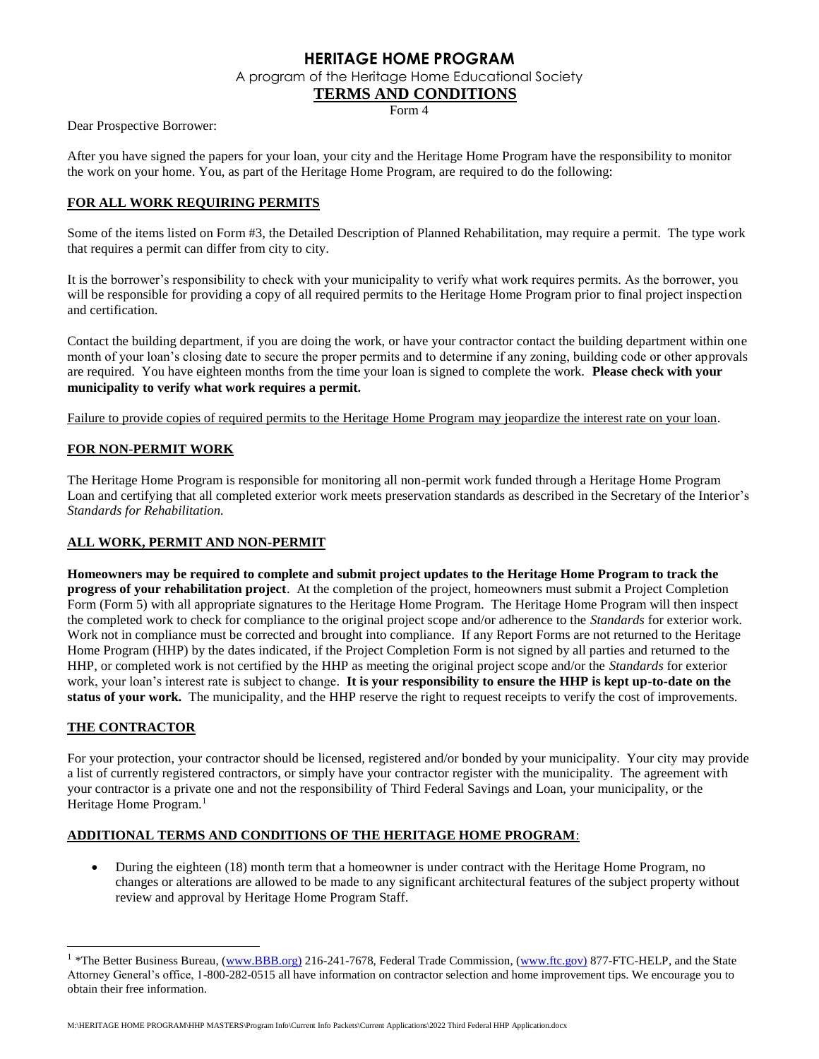# HERITAGE HOME PROGRAM

A program of the Heritage Home Educational Society

## TERMS AND CONDITIONS

Form 4

Dear Prospective Borrower:

After you have signed the papers for your loan, your city and the Heritage Home Program have the responsibility to monitor the work on your home. You, as part of the Heritage Home Program, are required to do the following:

### FOR ALL WORK REQUIRING PERMITS

Some of the items listed on Form #3, the Detailed Description of Planned Rehabilitation, may require a permit. The type work that requires a permit can differ from city to city.

It is the borrower's responsibility to check with your municipality to verify what work requires permits. As the borrower, you will be responsible for providing a copy of all required permits to the Heritage Home Program prior to final project inspection and certification.

Contact the building department, if you are doing the work, or have your contractor contact the building department within one month of your loan's closing date to secure the proper permits and to determine if any zoning, building code or other approvals are required. You have eighteen months from the time your loan is signed to complete the work. **Please check with your municipality to verify what work requires a permit.**

Failure to provide copies of required permits to the Heritage Home Program may jeopardize the interest rate on your loan.

### FOR NON-PERMIT WORK

The Heritage Home Program is responsible for monitoring all non-permit work funded through a Heritage Home Program Loan and certifying that all completed exterior work meets preservation standards as described in the Secretary of the Interior's *Standards for Rehabilitation.*

### ALL WORK, PERMIT AND NON-PERMIT

**Homeowners may be required to complete and submit project updates to the Heritage Home Program to track the progress of your rehabilitation project**. At the completion of the project, homeowners must submit a Project Completion Form (Form 5) with all appropriate signatures to the Heritage Home Program. The Heritage Home Program will then inspect the completed work to check for compliance to the original project scope and/or adherence to the *Standards* for exterior work. Work not in compliance must be corrected and brought into compliance. If any Report Forms are not returned to the Heritage Home Program (HHP) by the dates indicated, if the Project Completion Form is not signed by all parties and returned to the HHP, or completed work is not certified by the HHP as meeting the original project scope and/or the *Standards* for exterior work, your loan's interest rate is subject to change. **It is your responsibility to ensure the HHP is kept up-to-date on the status of your work.** The municipality, and the HHP reserve the right to request receipts to verify the cost of improvements.

### THE CONTRACTOR

For your protection, your contractor should be licensed, registered and/or bonded by your municipality. Your city may provide a list of currently registered contractors, or simply have your contractor register with the municipality. The agreement with your contractor is a private one and not the responsibility of Third Federal Savings and Loan, your municipality, or the Heritage Home Program.[1]

### ADDITIONAL TERMS AND CONDITIONS OF THE HERITAGE HOME PROGRAM:

- During the eighteen (18) month term that a homeowner is under contract with the Heritage Home Program, no changes or alterations are allowed to be made to any significant architectural features of the subject property without review and approval by Heritage Home Program Staff.

---

[1] *The Better Business Bureau, (www.BBB.org) 216-241-7678, Federal Trade Commission, (www.ftc.gov) 877-FTC-HELP, and the State Attorney General's office, 1-800-282-0515 all have information on contractor selection and home improvement tips. We encourage you to obtain their free information.

M:\HERITAGE HOME PROGRAM\HHP MASTERS\Program Info\Current Info Packets\Current Applications\2022 Third Federal HHP Application.docx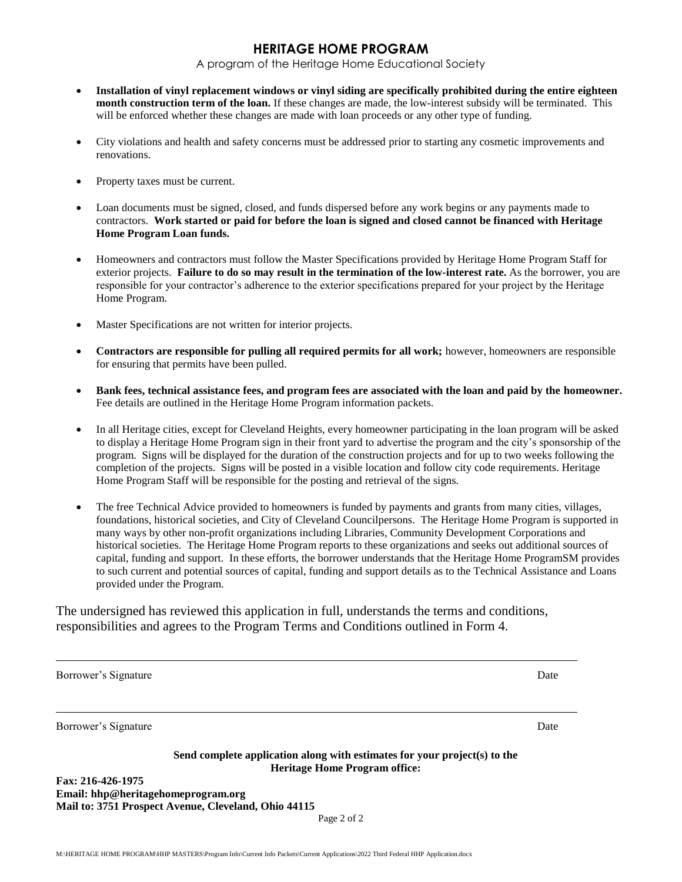# HERITAGE HOME PROGRAM

A program of the Heritage Home Educational Society

- **Installation of vinyl replacement windows or vinyl siding are specifically prohibited during the entire eighteen month construction term of the loan.** If these changes are made, the low-interest subsidy will be terminated. This will be enforced whether these changes are made with loan proceeds or any other type of funding.
- City violations and health and safety concerns must be addressed prior to starting any cosmetic improvements and renovations.
- Property taxes must be current.
- Loan documents must be signed, closed, and funds dispersed before any work begins or any payments made to contractors. **Work started or paid for before the loan is signed and closed cannot be financed with Heritage Home Program Loan funds.**
- Homeowners and contractors must follow the Master Specifications provided by Heritage Home Program Staff for exterior projects. **Failure to do so may result in the termination of the low-interest rate.** As the borrower, you are responsible for your contractor's adherence to the exterior specifications prepared for your project by the Heritage Home Program.
- Master Specifications are not written for interior projects.
- **Contractors are responsible for pulling all required permits for all work;** however, homeowners are responsible for ensuring that permits have been pulled.
- **Bank fees, technical assistance fees, and program fees are associated with the loan and paid by the homeowner.** Fee details are outlined in the Heritage Home Program information packets.
- In all Heritage cities, except for Cleveland Heights, every homeowner participating in the loan program will be asked to display a Heritage Home Program sign in their front yard to advertise the program and the city's sponsorship of the program. Signs will be displayed for the duration of the construction projects and for up to two weeks following the completion of the projects. Signs will be posted in a visible location and follow city code requirements. Heritage Home Program Staff will be responsible for the posting and retrieval of the signs.
- The free Technical Advice provided to homeowners is funded by payments and grants from many cities, villages, foundations, historical societies, and City of Cleveland Councilpersons. The Heritage Home Program is supported in many ways by other non-profit organizations including Libraries, Community Development Corporations and historical societies. The Heritage Home Program reports to these organizations and seeks out additional sources of capital, funding and support. In these efforts, the borrower understands that the Heritage Home ProgramSM provides to such current and potential sources of capital, funding and support details as to the Technical Assistance and Loans provided under the Program.

The undersigned has reviewed this application in full, understands the terms and conditions, responsibilities and agrees to the Program Terms and Conditions outlined in Form 4.

Borrower's Signature Date

Borrower's Signature Date

**Send complete application along with estimates for your project(s) to the Heritage Home Program office:**

**Fax: 216-426-1975**
**Email: hhp@heritagehomeprogram.org**
**Mail to: 3751 Prospect Avenue, Cleveland, Ohio 44115**

M:\HERITAGE HOME PROGRAM\HHP MASTERS\Program Info\Current Info Packets\Current Applications\2022 Third Federal HHP Application.docx